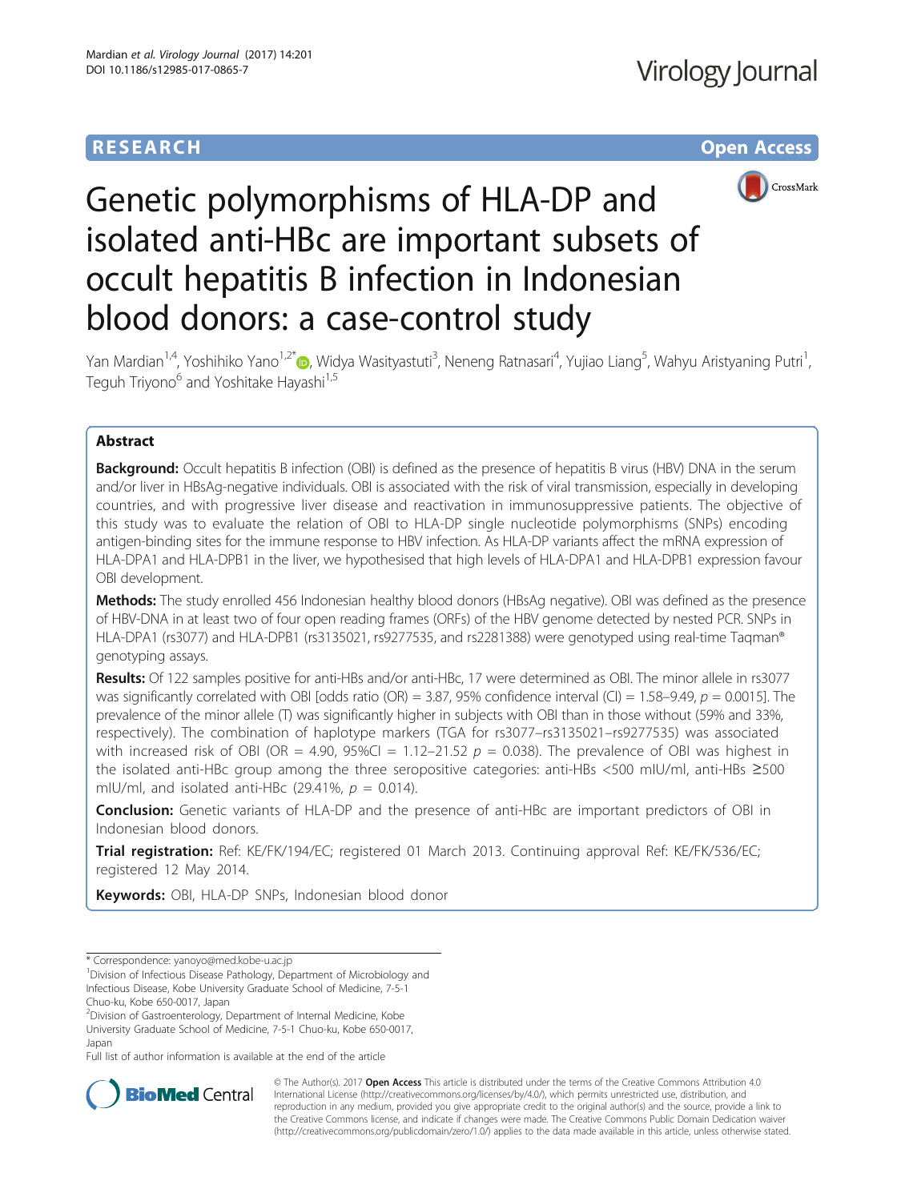RESEARCH Open Access

# Genetic polymorphisms of HLA-DP and isolated anti-HBc are important subsets of occult hepatitis B infection in Indonesian blood donors: a case-control study

Yan Mardian[1,4], Yoshihiko Yano[1,2*], Widya Wasityastuti[3], Neneng Ratnasari[4], Yujiao Liang[5], Wahyu Aristyaning Putri[1], Teguh Triyono[6] and Yoshitake Hayashi[1,5]

## Abstract

**Background:** Occult hepatitis B infection (OBI) is defined as the presence of hepatitis B virus (HBV) DNA in the serum and/or liver in HBsAg-negative individuals. OBI is associated with the risk of viral transmission, especially in developing countries, and with progressive liver disease and reactivation in immunosuppressive patients. The objective of this study was to evaluate the relation of OBI to HLA-DP single nucleotide polymorphisms (SNPs) encoding antigen-binding sites for the immune response to HBV infection. As HLA-DP variants affect the mRNA expression of HLA-DPA1 and HLA-DPB1 in the liver, we hypothesised that high levels of HLA-DPA1 and HLA-DPB1 expression favour OBI development.

**Methods:** The study enrolled 456 Indonesian healthy blood donors (HBsAg negative). OBI was defined as the presence of HBV-DNA in at least two of four open reading frames (ORFs) of the HBV genome detected by nested PCR. SNPs in HLA-DPA1 (rs3077) and HLA-DPB1 (rs3135021, rs9277535, and rs2281388) were genotyped using real-time Taqman® genotyping assays.

**Results:** Of 122 samples positive for anti-HBs and/or anti-HBc, 17 were determined as OBI. The minor allele in rs3077 was significantly correlated with OBI [odds ratio (OR) = 3.87, 95% confidence interval (CI) = 1.58–9.49, $p$ = 0.0015]. The prevalence of the minor allele (T) was significantly higher in subjects with OBI than in those without (59% and 33%, respectively). The combination of haplotype markers (TGA for rs3077–rs3135021–rs9277535) was associated with increased risk of OBI (OR = 4.90, 95%CI = 1.12–21.52 $p$ = 0.038). The prevalence of OBI was highest in the isolated anti-HBc group among the three seropositive categories: anti-HBs <500 mIU/ml, anti-HBs ≥500 mIU/ml, and isolated anti-HBc (29.41%, $p$ = 0.014).

**Conclusion:** Genetic variants of HLA-DP and the presence of anti-HBc are important predictors of OBI in Indonesian blood donors.

**Trial registration:** Ref: KE/FK/194/EC; registered 01 March 2013. Continuing approval Ref: KE/FK/536/EC; registered 12 May 2014.

**Keywords:** OBI, HLA-DP SNPs, Indonesian blood donor

\* Correspondence: yanoyo@med.kobe-u.ac.jp
[1]Division of Infectious Disease Pathology, Department of Microbiology and Infectious Disease, Kobe University Graduate School of Medicine, 7-5-1 Chuo-ku, Kobe 650-0017, Japan
[2]Division of Gastroenterology, Department of Internal Medicine, Kobe University Graduate School of Medicine, 7-5-1 Chuo-ku, Kobe 650-0017, Japan
Full list of author information is available at the end of the article

© The Author(s). 2017 **Open Access** This article is distributed under the terms of the Creative Commons Attribution 4.0 International License (http://creativecommons.org/licenses/by/4.0/), which permits unrestricted use, distribution, and reproduction in any medium, provided you give appropriate credit to the original author(s) and the source, provide a link to the Creative Commons license, and indicate if changes were made. The Creative Commons Public Domain Dedication waiver (http://creativecommons.org/publicdomain/zero/1.0/) applies to the data made available in this article, unless otherwise stated.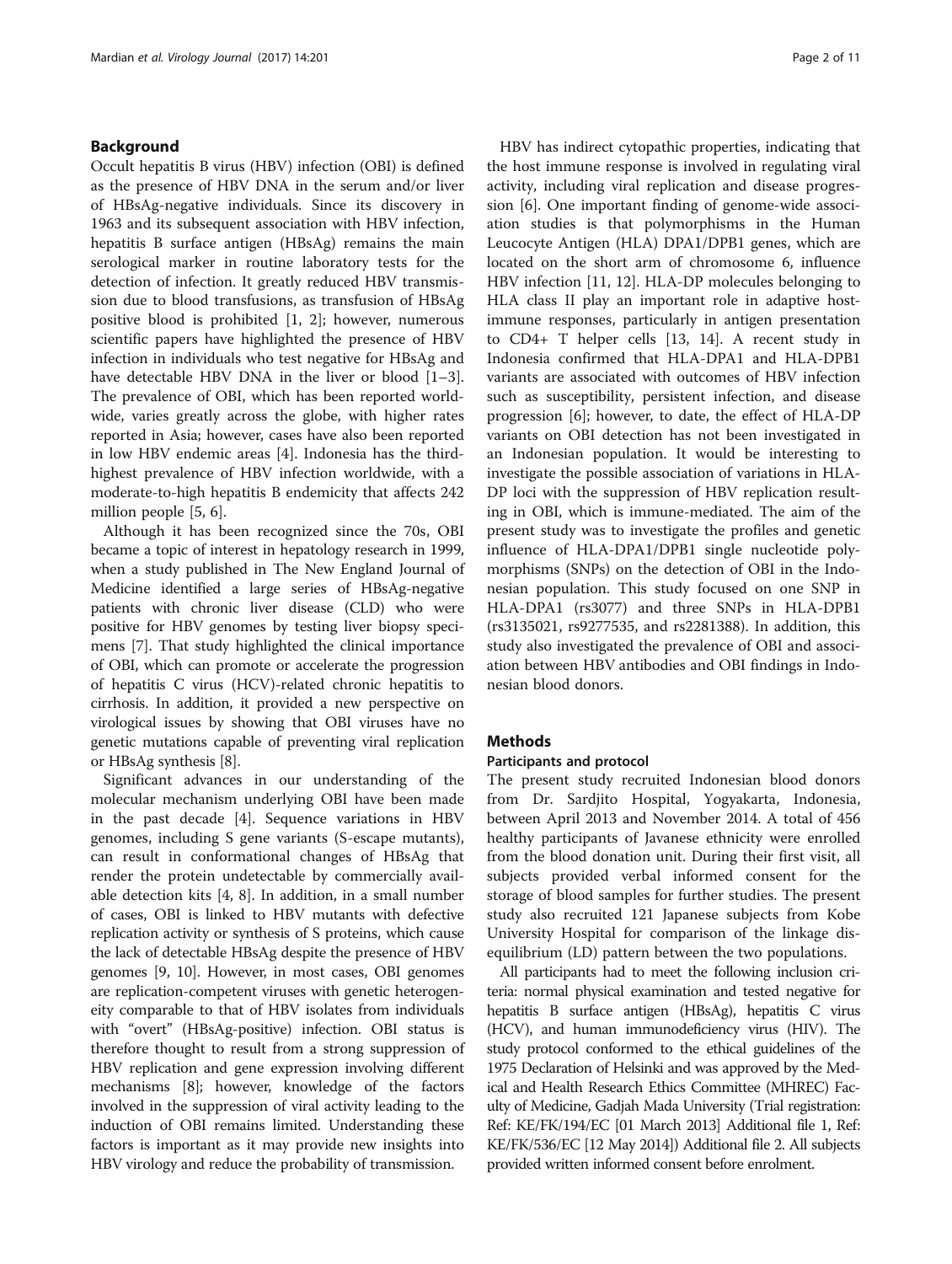## Background

Occult hepatitis B virus (HBV) infection (OBI) is defined as the presence of HBV DNA in the serum and/or liver of HBsAg-negative individuals. Since its discovery in 1963 and its subsequent association with HBV infection, hepatitis B surface antigen (HBsAg) remains the main serological marker in routine laboratory tests for the detection of infection. It greatly reduced HBV transmission due to blood transfusions, as transfusion of HBsAg positive blood is prohibited [1, 2]; however, numerous scientific papers have highlighted the presence of HBV infection in individuals who test negative for HBsAg and have detectable HBV DNA in the liver or blood [1–3]. The prevalence of OBI, which has been reported worldwide, varies greatly across the globe, with higher rates reported in Asia; however, cases have also been reported in low HBV endemic areas [4]. Indonesia has the third-highest prevalence of HBV infection worldwide, with a moderate-to-high hepatitis B endemicity that affects 242 million people [5, 6].

Although it has been recognized since the 70s, OBI became a topic of interest in hepatology research in 1999, when a study published in The New England Journal of Medicine identified a large series of HBsAg-negative patients with chronic liver disease (CLD) who were positive for HBV genomes by testing liver biopsy specimens [7]. That study highlighted the clinical importance of OBI, which can promote or accelerate the progression of hepatitis C virus (HCV)-related chronic hepatitis to cirrhosis. In addition, it provided a new perspective on virological issues by showing that OBI viruses have no genetic mutations capable of preventing viral replication or HBsAg synthesis [8].

Significant advances in our understanding of the molecular mechanism underlying OBI have been made in the past decade [4]. Sequence variations in HBV genomes, including S gene variants (S-escape mutants), can result in conformational changes of HBsAg that render the protein undetectable by commercially available detection kits [4, 8]. In addition, in a small number of cases, OBI is linked to HBV mutants with defective replication activity or synthesis of S proteins, which cause the lack of detectable HBsAg despite the presence of HBV genomes [9, 10]. However, in most cases, OBI genomes are replication-competent viruses with genetic heterogeneity comparable to that of HBV isolates from individuals with "overt" (HBsAg-positive) infection. OBI status is therefore thought to result from a strong suppression of HBV replication and gene expression involving different mechanisms [8]; however, knowledge of the factors involved in the suppression of viral activity leading to the induction of OBI remains limited. Understanding these factors is important as it may provide new insights into HBV virology and reduce the probability of transmission.

HBV has indirect cytopathic properties, indicating that the host immune response is involved in regulating viral activity, including viral replication and disease progression [6]. One important finding of genome-wide association studies is that polymorphisms in the Human Leucocyte Antigen (HLA) DPA1/DPB1 genes, which are located on the short arm of chromosome 6, influence HBV infection [11, 12]. HLA-DP molecules belonging to HLA class II play an important role in adaptive host-immune responses, particularly in antigen presentation to CD4+ T helper cells [13, 14]. A recent study in Indonesia confirmed that HLA-DPA1 and HLA-DPB1 variants are associated with outcomes of HBV infection such as susceptibility, persistent infection, and disease progression [6]; however, to date, the effect of HLA-DP variants on OBI detection has not been investigated in an Indonesian population. It would be interesting to investigate the possible association of variations in HLA-DP loci with the suppression of HBV replication resulting in OBI, which is immune-mediated. The aim of the present study was to investigate the profiles and genetic influence of HLA-DPA1/DPB1 single nucleotide polymorphisms (SNPs) on the detection of OBI in the Indonesian population. This study focused on one SNP in HLA-DPA1 (rs3077) and three SNPs in HLA-DPB1 (rs3135021, rs9277535, and rs2281388). In addition, this study also investigated the prevalence of OBI and association between HBV antibodies and OBI findings in Indonesian blood donors.

## Methods

### Participants and protocol

The present study recruited Indonesian blood donors from Dr. Sardjito Hospital, Yogyakarta, Indonesia, between April 2013 and November 2014. A total of 456 healthy participants of Javanese ethnicity were enrolled from the blood donation unit. During their first visit, all subjects provided verbal informed consent for the storage of blood samples for further studies. The present study also recruited 121 Japanese subjects from Kobe University Hospital for comparison of the linkage disequilibrium (LD) pattern between the two populations.

All participants had to meet the following inclusion criteria: normal physical examination and tested negative for hepatitis B surface antigen (HBsAg), hepatitis C virus (HCV), and human immunodeficiency virus (HIV). The study protocol conformed to the ethical guidelines of the 1975 Declaration of Helsinki and was approved by the Medical and Health Research Ethics Committee (MHREC) Faculty of Medicine, Gadjah Mada University (Trial registration: Ref: KE/FK/194/EC [01 March 2013] Additional file 1, Ref: KE/FK/536/EC [12 May 2014]) Additional file 2. All subjects provided written informed consent before enrolment.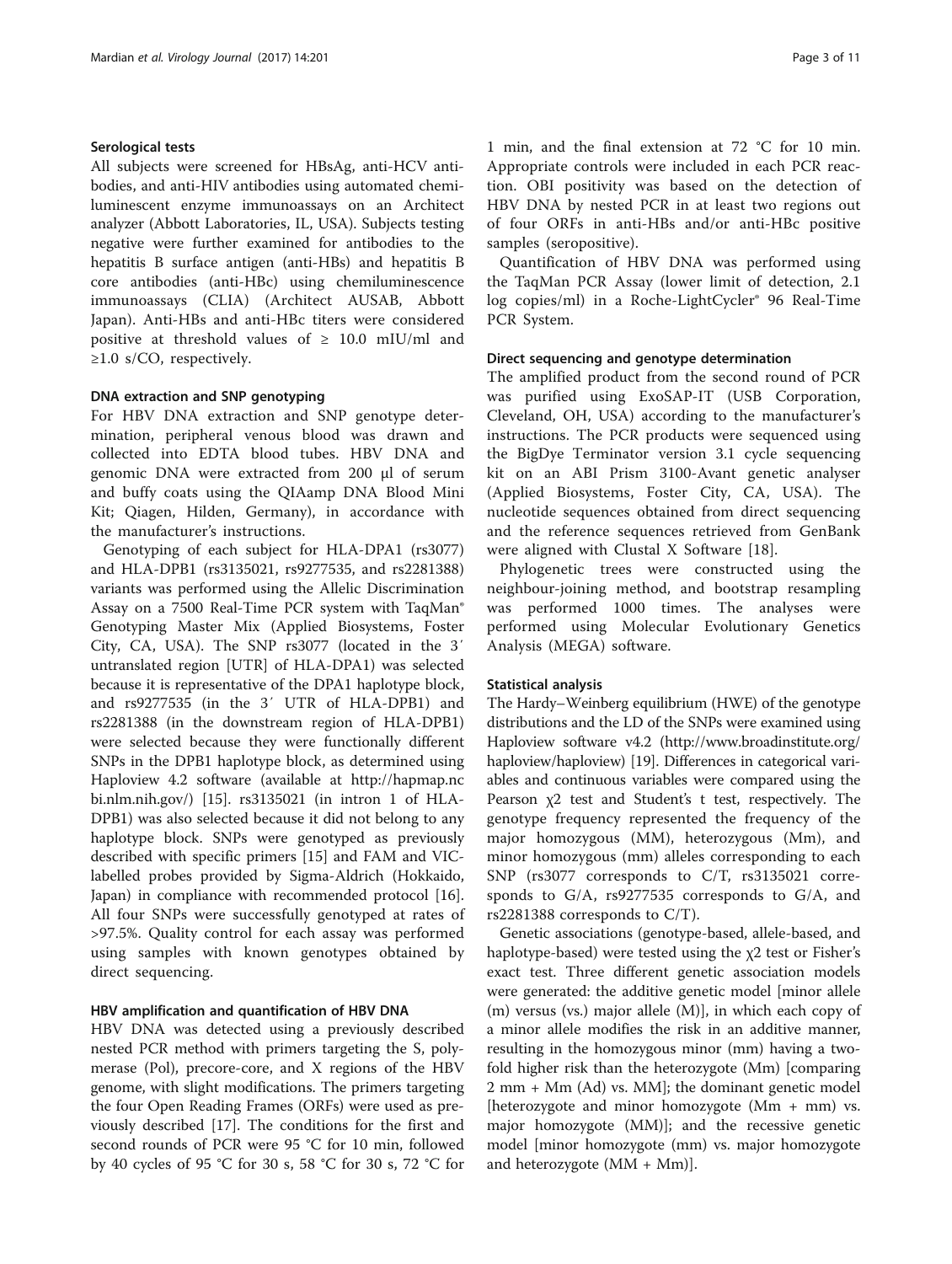### Serological tests

All subjects were screened for HBsAg, anti-HCV antibodies, and anti-HIV antibodies using automated chemiluminescent enzyme immunoassays on an Architect analyzer (Abbott Laboratories, IL, USA). Subjects testing negative were further examined for antibodies to the hepatitis B surface antigen (anti-HBs) and hepatitis B core antibodies (anti-HBc) using chemiluminescence immunoassays (CLIA) (Architect AUSAB, Abbott Japan). Anti-HBs and anti-HBc titers were considered positive at threshold values of ≥ 10.0 mIU/ml and ≥1.0 s/CO, respectively.

### DNA extraction and SNP genotyping

For HBV DNA extraction and SNP genotype determination, peripheral venous blood was drawn and collected into EDTA blood tubes. HBV DNA and genomic DNA were extracted from 200 μl of serum and buffy coats using the QIAamp DNA Blood Mini Kit; Qiagen, Hilden, Germany), in accordance with the manufacturer's instructions.

Genotyping of each subject for HLA-DPA1 (rs3077) and HLA-DPB1 (rs3135021, rs9277535, and rs2281388) variants was performed using the Allelic Discrimination Assay on a 7500 Real-Time PCR system with TaqMan® Genotyping Master Mix (Applied Biosystems, Foster City, CA, USA). The SNP rs3077 (located in the 3′ untranslated region [UTR] of HLA-DPA1) was selected because it is representative of the DPA1 haplotype block, and rs9277535 (in the 3′ UTR of HLA-DPB1) and rs2281388 (in the downstream region of HLA-DPB1) were selected because they were functionally different SNPs in the DPB1 haplotype block, as determined using Haploview 4.2 software (available at http://hapmap.ncbi.nlm.nih.gov/) [15]. rs3135021 (in intron 1 of HLA-DPB1) was also selected because it did not belong to any haplotype block. SNPs were genotyped as previously described with specific primers [15] and FAM and VIC-labelled probes provided by Sigma-Aldrich (Hokkaido, Japan) in compliance with recommended protocol [16]. All four SNPs were successfully genotyped at rates of >97.5%. Quality control for each assay was performed using samples with known genotypes obtained by direct sequencing.

### HBV amplification and quantification of HBV DNA

HBV DNA was detected using a previously described nested PCR method with primers targeting the S, polymerase (Pol), precore-core, and X regions of the HBV genome, with slight modifications. The primers targeting the four Open Reading Frames (ORFs) were used as previously described [17]. The conditions for the first and second rounds of PCR were 95 °C for 10 min, followed by 40 cycles of 95 °C for 30 s, 58 °C for 30 s, 72 °C for 1 min, and the final extension at 72 °C for 10 min. Appropriate controls were included in each PCR reaction. OBI positivity was based on the detection of HBV DNA by nested PCR in at least two regions out of four ORFs in anti-HBs and/or anti-HBc positive samples (seropositive).

Quantification of HBV DNA was performed using the TaqMan PCR Assay (lower limit of detection, 2.1 log copies/ml) in a Roche-LightCycler® 96 Real-Time PCR System.

### Direct sequencing and genotype determination

The amplified product from the second round of PCR was purified using ExoSAP-IT (USB Corporation, Cleveland, OH, USA) according to the manufacturer's instructions. The PCR products were sequenced using the BigDye Terminator version 3.1 cycle sequencing kit on an ABI Prism 3100-Avant genetic analyser (Applied Biosystems, Foster City, CA, USA). The nucleotide sequences obtained from direct sequencing and the reference sequences retrieved from GenBank were aligned with Clustal X Software [18].

Phylogenetic trees were constructed using the neighbour-joining method, and bootstrap resampling was performed 1000 times. The analyses were performed using Molecular Evolutionary Genetics Analysis (MEGA) software.

### Statistical analysis

The Hardy–Weinberg equilibrium (HWE) of the genotype distributions and the LD of the SNPs were examined using Haploview software v4.2 (http://www.broadinstitute.org/haploview/haploview) [19]. Differences in categorical variables and continuous variables were compared using the Pearson $\chi 2$ test and Student's t test, respectively. The genotype frequency represented the frequency of the major homozygous (MM), heterozygous (Mm), and minor homozygous (mm) alleles corresponding to each SNP (rs3077 corresponds to C/T, rs3135021 corresponds to G/A, rs9277535 corresponds to G/A, and rs2281388 corresponds to C/T).

Genetic associations (genotype-based, allele-based, and haplotype-based) were tested using the $\chi 2$ test or Fisher's exact test. Three different genetic association models were generated: the additive genetic model [minor allele (m) versus (vs.) major allele (M)], in which each copy of a minor allele modifies the risk in an additive manner, resulting in the homozygous minor (mm) having a two-fold higher risk than the heterozygote (Mm) [comparing 2 mm + Mm (Ad) vs. MM]; the dominant genetic model [heterozygote and minor homozygote (Mm + mm) vs. major homozygote (MM)]; and the recessive genetic model [minor homozygote (mm) vs. major homozygote and heterozygote (MM + Mm)].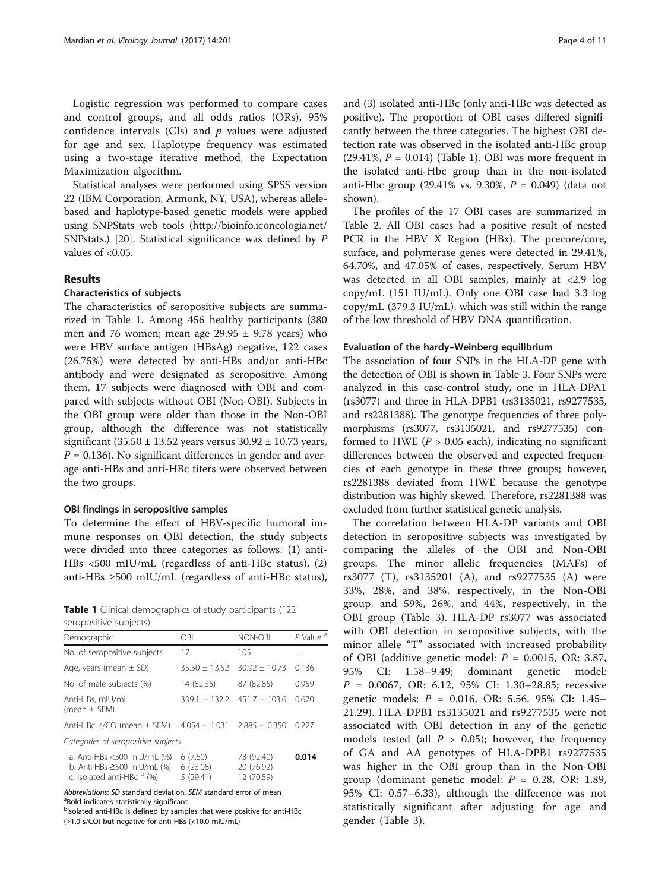Logistic regression was performed to compare cases and control groups, and all odds ratios (ORs), 95% confidence intervals (CIs) and $p$ values were adjusted for age and sex. Haplotype frequency was estimated using a two-stage iterative method, the Expectation Maximization algorithm.

Statistical analyses were performed using SPSS version 22 (IBM Corporation, Armonk, NY, USA), whereas allele-based and haplotype-based genetic models were applied using SNPStats web tools (http://bioinfo.iconcologia.net/SNPstats.) [20]. Statistical significance was defined by $P$ values of <0.05.

## Results

### Characteristics of subjects

The characteristics of seropositive subjects are summarized in Table 1. Among 456 healthy participants (380 men and 76 women; mean age 29.95 ± 9.78 years) who were HBV surface antigen (HBsAg) negative, 122 cases (26.75%) were detected by anti-HBs and/or anti-HBc antibody and were designated as seropositive. Among them, 17 subjects were diagnosed with OBI and compared with subjects without OBI (Non-OBI). Subjects in the OBI group were older than those in the Non-OBI group, although the difference was not statistically significant (35.50 ± 13.52 years versus 30.92 ± 10.73 years, $P = 0.136$). No significant differences in gender and average anti-HBs and anti-HBc titers were observed between the two groups.

### OBI findings in seropositive samples

To determine the effect of HBV-specific humoral immune responses on OBI detection, the study subjects were divided into three categories as follows: (1) anti-HBs <500 mIU/mL (regardless of anti-HBc status), (2) anti-HBs ≥500 mIU/mL (regardless of anti-HBc status), and (3) isolated anti-HBc (only anti-HBc was detected as positive). The proportion of OBI cases differed significantly between the three categories. The highest OBI detection rate was observed in the isolated anti-HBc group (29.41%, $P = 0.014$) (Table 1). OBI was more frequent in the isolated anti-Hbc group than in the non-isolated anti-Hbc group (29.41% vs. 9.30%, $P = 0.049$) (data not shown).

**Table 1** Clinical demographics of study participants (122 seropositive subjects)

| Demographic | OBI | NON-OBI | P Value [a] |
|---|---|---|---|
| No. of seropositive subjects | 17 | 105 | .. . |
| Age, years (mean ± SD) | 35.50 ± 13.52 | 30.92 ± 10.73 | 0.136 |
| No. of male subjects (%) | 14 (82.35) | 87 (82.85) | 0.959 |
| Anti-HBs, mIU/mL (mean ± SEM) | 339.1 ± 132.2 | 451.7 ± 103.6 | 0.670 |
| Anti-HBc, s/CO (mean ± SEM) | 4.054 ± 1.031 | 2.885 ± 0.350 | 0.227 |
| *Categories of seropositive subjects* | | | |
| a. Anti-HBs <500 mIU/mL (%)<br>b. Anti-HBs ≥500 mIU/mL (%)<br>c. Isolated anti-HBc [b] (%) | 6 (7.60)<br>6 (23.08)<br>5 (29.41) | 73 (92.40)<br>20 (76.92)<br>12 (70.59) | **0.014** |

*Abbreviations*: *SD* standard deviation, *SEM* standard error of mean
[a]Bold indicates statistically significant
[b]Isolated anti-HBc is defined by samples that were positive for anti-HBc (≥1.0 s/CO) but negative for anti-HBs (<10.0 mIU/mL)

The profiles of the 17 OBI cases are summarized in Table 2. All OBI cases had a positive result of nested PCR in the HBV X Region (HBx). The precore/core, surface, and polymerase genes were detected in 29.41%, 64.70%, and 47.05% of cases, respectively. Serum HBV was detected in all OBI samples, mainly at <2.9 log copy/mL (151 IU/mL). Only one OBI case had 3.3 log copy/mL (379.3 IU/mL), which was still within the range of the low threshold of HBV DNA quantification.

### Evaluation of the hardy–Weinberg equilibrium

The association of four SNPs in the HLA-DP gene with the detection of OBI is shown in Table 3. Four SNPs were analyzed in this case-control study, one in HLA-DPA1 (rs3077) and three in HLA-DPB1 (rs3135021, rs9277535, and rs2281388). The genotype frequencies of three polymorphisms (rs3077, rs3135021, and rs9277535) conformed to HWE ($P > 0.05$ each), indicating no significant differences between the observed and expected frequencies of each genotype in these three groups; however, rs2281388 deviated from HWE because the genotype distribution was highly skewed. Therefore, rs2281388 was excluded from further statistical genetic analysis.

The correlation between HLA-DP variants and OBI detection in seropositive subjects was investigated by comparing the alleles of the OBI and Non-OBI groups. The minor allelic frequencies (MAFs) of rs3077 (T), rs3135201 (A), and rs9277535 (A) were 33%, 28%, and 38%, respectively, in the Non-OBI group, and 59%, 26%, and 44%, respectively, in the OBI group (Table 3). HLA-DP rs3077 was associated with OBI detection in seropositive subjects, with the minor allele "T" associated with increased probability of OBI (additive genetic model: $P = 0.0015$, OR: 3.87, 95% CI: 1.58–9.49; dominant genetic model: $P = 0.0067$, OR: 6.12, 95% CI: 1.30–28.85; recessive genetic models: $P = 0.016$, OR: 5.56, 95% CI: 1.45–21.29). HLA-DPB1 rs3135021 and rs9277535 were not associated with OBI detection in any of the genetic models tested (all $P > 0.05$); however, the frequency of GA and AA genotypes of HLA-DPB1 rs9277535 was higher in the OBI group than in the Non-OBI group (dominant genetic model: $P = 0.28$, OR: 1.89, 95% CI: 0.57–6.33), although the difference was not statistically significant after adjusting for age and gender (Table 3).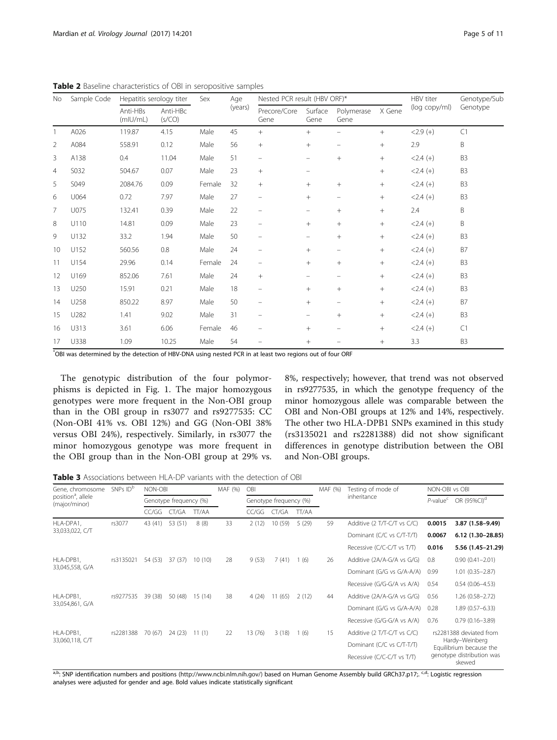**Table 2** Baseline characteristics of OBI in seropositive samples

| No | Sample Code | Hepatitis serology titer | | Sex | Age (years) | Nested PCR result (HBV ORF)* | | | | HBV titer (log copy/ml) | Genotype/Sub Genotype |
|---|---|---|---|---|---|---|---|---|---|---|---|
| | | Anti-HBs (mIU/mL) | Anti-HBc (s/CO) | | | Precore/Core Gene | Surface Gene | Polymerase Gene | X Gene | | |
| 1 | A026 | 119.87 | 4.15 | Male | 45 | + | + | − | + | <2.9 (+) | C1 |
| 2 | A084 | 558.91 | 0.12 | Male | 56 | + | + | − | + | 2.9 | B |
| 3 | A138 | 0.4 | 11.04 | Male | 51 | − | − | + | + | <2.4 (+) | B3 |
| 4 | S032 | 504.67 | 0.07 | Male | 23 | + | − | | + | <2.4 (+) | B3 |
| 5 | S049 | 2084.76 | 0.09 | Female | 32 | + | + | + | + | <2.4 (+) | B3 |
| 6 | U064 | 0.72 | 7.97 | Male | 27 | − | + | − | + | <2.4 (+) | B3 |
| 7 | U075 | 132.41 | 0.39 | Male | 22 | − | − | + | + | 2.4 | B |
| 8 | U110 | 14.81 | 0.09 | Male | 23 | − | + | + | + | <2.4 (+) | B |
| 9 | U132 | 33.2 | 1.94 | Male | 50 | − | − | + | + | <2.4 (+) | B3 |
| 10 | U152 | 560.56 | 0.8 | Male | 24 | − | + | − | + | <2.4 (+) | B7 |
| 11 | U154 | 29.96 | 0.14 | Female | 24 | − | + | + | + | <2.4 (+) | B3 |
| 12 | U169 | 852.06 | 7.61 | Male | 24 | + | − | − | + | <2.4 (+) | B3 |
| 13 | U250 | 15.91 | 0.21 | Male | 18 | − | + | + | + | <2.4 (+) | B3 |
| 14 | U258 | 850.22 | 8.97 | Male | 50 | − | + | − | + | <2.4 (+) | B7 |
| 15 | U282 | 1.41 | 9.02 | Male | 31 | − | − | + | + | <2.4 (+) | B3 |
| 16 | U313 | 3.61 | 6.06 | Female | 46 | − | + | − | + | <2.4 (+) | C1 |
| 17 | U338 | 1.09 | 10.25 | Male | 54 | − | + | − | + | 3.3 | B3 |

*OBI was determined by the detection of HBV-DNA using nested PCR in at least two regions out of four ORF

The genotypic distribution of the four polymorphisms is depicted in Fig. 1. The major homozygous genotypes were more frequent in the Non-OBI group than in the OBI group in rs3077 and rs9277535: CC (Non-OBI 41% vs. OBI 12%) and GG (Non-OBI 38% versus OBI 24%), respectively. Similarly, in rs3077 the minor homozygous genotype was more frequent in the OBI group than in the Non-OBI group at 29% vs. 8%, respectively; however, that trend was not observed in rs9277535, in which the genotype frequency of the minor homozygous allele was comparable between the OBI and Non-OBI groups at 12% and 14%, respectively. The other two HLA-DPB1 SNPs examined in this study (rs3135021 and rs2281388) did not show significant differences in genotype distribution between the OBI and Non-OBI groups.

**Table 3** Associations between HLA-DP variants with the detection of OBI

| Gene, chromosome position[a], allele (major/minor) | SNPs ID[b] | NON-OBI | | | MAF (%) | OBI | | | MAF (%) | Testing of mode of inheritance | NON-OBI vs OBI | |
|---|---|---|---|---|---|---|---|---|---|---|---|---|
| | | Genotype frequency (%) | | | | Genotype frequency (%) | | | | | *P*-value[c] | OR (95%CI)[d] |
| | | CC/GG | CT/GA | TT/AA | | CC/GG | CT/GA | TT/AA | | | | |
| HLA-DPA1, 33,033,022, C/T | rs3077 | 43 (41) | 53 (51) | 8 (8) | 33 | 2 (12) | 10 (59) | 5 (29) | 59 | Additive (2 T/T-C/T vs C/C) | **0.0015** | **3.87 (1.58–9.49)** |
| | | | | | | | | | | Dominant (C/C vs C/T-T/T) | **0.0067** | **6.12 (1.30–28.85)** |
| | | | | | | | | | | Recessive (C/C-C/T vs T/T) | **0.016** | **5.56 (1.45–21.29)** |
| HLA-DPB1, 33,045,558, G/A | rs3135021 | 54 (53) | 37 (37) | 10 (10) | 28 | 9 (53) | 7 (41) | 1 (6) | 26 | Additive (2A/A-G/A vs G/G) | 0.8 | 0.90 (0.41–2.01) |
| | | | | | | | | | | Dominant (G/G vs G/A-A/A) | 0.99 | 1.01 (0.35–2.87) |
| | | | | | | | | | | Recessive (G/G-G/A vs A/A) | 0.54 | 0.54 (0.06–4.53) |
| HLA-DPB1, 33,054,861, G/A | rs9277535 | 39 (38) | 50 (48) | 15 (14) | 38 | 4 (24) | 11 (65) | 2 (12) | 44 | Additive (2A/A-G/A vs G/G) | 0.56 | 1.26 (0.58–2.72) |
| | | | | | | | | | | Dominant (G/G vs G/A-A/A) | 0.28 | 1.89 (0.57–6.33) |
| | | | | | | | | | | Recessive (G/G-G/A vs A/A) | 0.76 | 0.79 (0.16–3.89) |
| HLA-DPB1, 33,060,118, C/T | rs2281388 | 70 (67) | 24 (23) | 11 (1) | 22 | 13 (76) | 3 (18) | 1 (6) | 15 | Additive (2 T/T-C/T vs C/C) | rs2281388 deviated from Hardy–Weinberg Equilibrium because the genotype distribution was skewed | |
| | | | | | | | | | | Dominant (C/C vs C/T-T/T) | | |
| | | | | | | | | | | Recessive (C/C-C/T vs T/T) | | |

[a,b]: SNP identification numbers and positions (http://www.ncbi.nlm.nih.gov/) based on Human Genome Assembly build GRCh37.p17;. [c,d]: Logistic regression analyses were adjusted for gender and age. Bold values indicate statistically significant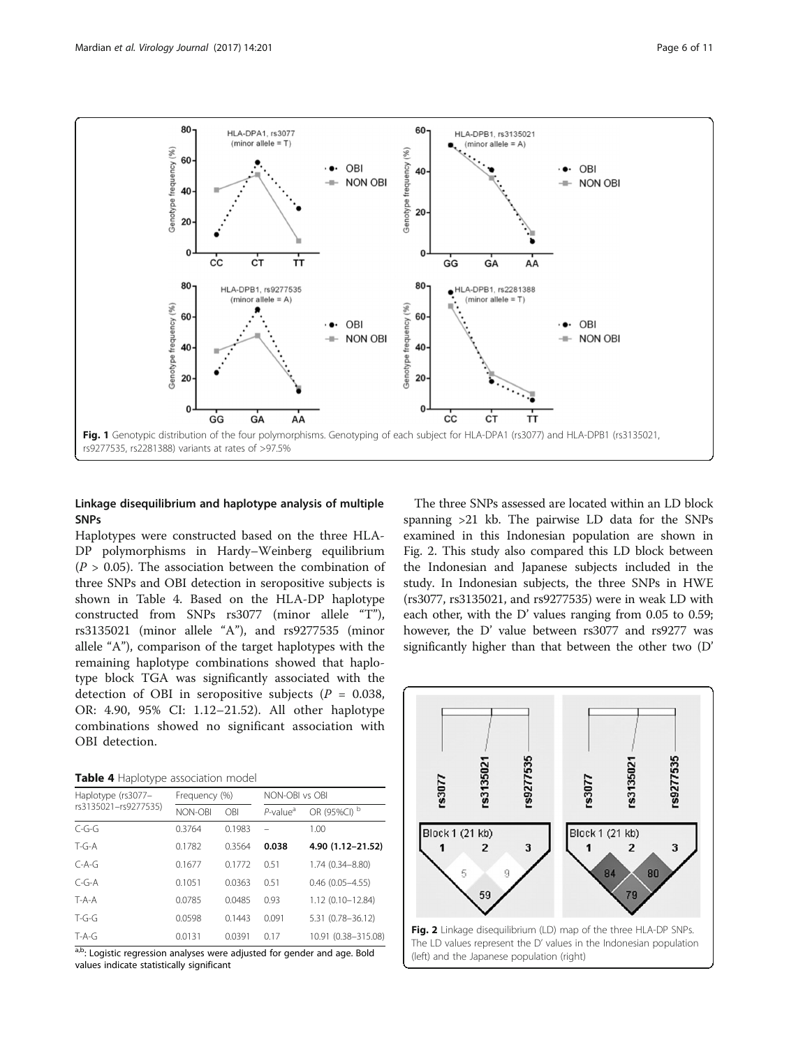**Fig. 1** Genotypic distribution of the four polymorphisms. Genotyping of each subject for HLA-DPA1 (rs3077) and HLA-DPB1 (rs3135021, rs9277535, rs2281388) variants at rates of >97.5%

### Linkage disequilibrium and haplotype analysis of multiple SNPs

Haplotypes were constructed based on the three HLA-DP polymorphisms in Hardy–Weinberg equilibrium ($P > 0.05$). The association between the combination of three SNPs and OBI detection in seropositive subjects is shown in Table 4. Based on the HLA-DP haplotype constructed from SNPs rs3077 (minor allele "T"), rs3135021 (minor allele "A"), and rs9277535 (minor allele "A"), comparison of the target haplotypes with the remaining haplotype combinations showed that haplotype block TGA was significantly associated with the detection of OBI in seropositive subjects ($P = 0.038$, OR: 4.90, 95% CI: 1.12–21.52). All other haplotype combinations showed no significant association with OBI detection.

**Table 4** Haplotype association model

| Haplotype (rs3077–rs3135021–rs9277535) | Frequency (%) | | NON-OBI vs OBI | |
|---|---|---|---|---|
| | NON-OBI | OBI | P-value[a] | OR (95%CI) [b] |
| C-G-G | 0.3764 | 0.1983 | – | 1.00 |
| T-G-A | 0.1782 | 0.3564 | **0.038** | **4.90 (1.12–21.52)** |
| C-A-G | 0.1677 | 0.1772 | 0.51 | 1.74 (0.34–8.80) |
| C-G-A | 0.1051 | 0.0363 | 0.51 | 0.46 (0.05–4.55) |
| T-A-A | 0.0785 | 0.0485 | 0.93 | 1.12 (0.10–12.84) |
| T-G-G | 0.0598 | 0.1443 | 0.091 | 5.31 (0.78–36.12) |
| T-A-G | 0.0131 | 0.0391 | 0.17 | 10.91 (0.38–315.08) |

[a,b]: Logistic regression analyses were adjusted for gender and age. Bold values indicate statistically significant

The three SNPs assessed are located within an LD block spanning >21 kb. The pairwise LD data for the SNPs examined in this Indonesian population are shown in Fig. 2. This study also compared this LD block between the Indonesian and Japanese subjects included in the study. In Indonesian subjects, the three SNPs in HWE (rs3077, rs3135021, and rs9277535) were in weak LD with each other, with the D' values ranging from 0.05 to 0.59; however, the D' value between rs3077 and rs9277 was significantly higher than that between the other two (D'

**Fig. 2** Linkage disequilibrium (LD) map of the three HLA-DP SNPs. The LD values represent the D' values in the Indonesian population (left) and the Japanese population (right)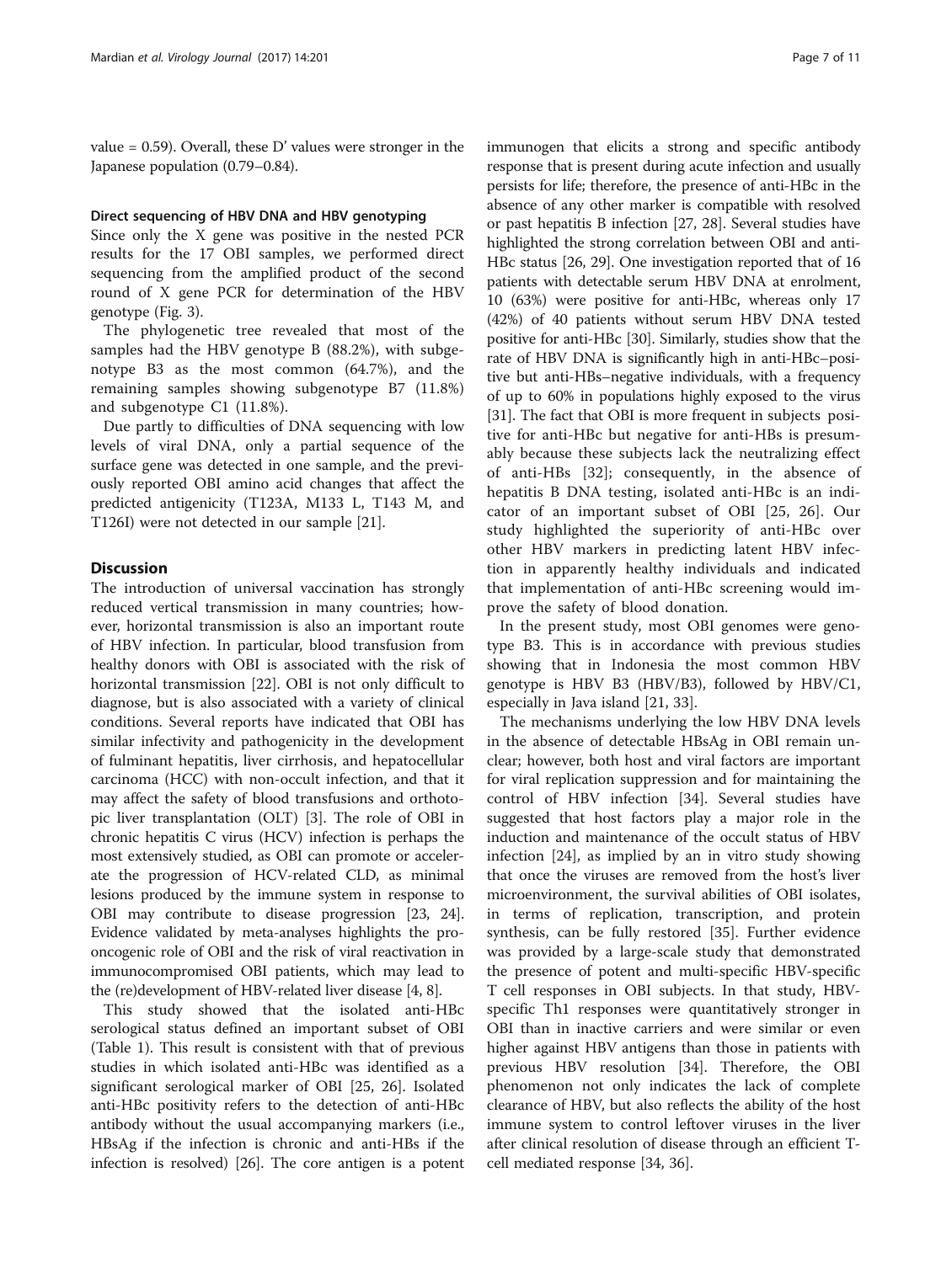value = 0.59). Overall, these D' values were stronger in the Japanese population (0.79–0.84).

#### Direct sequencing of HBV DNA and HBV genotyping

Since only the X gene was positive in the nested PCR results for the 17 OBI samples, we performed direct sequencing from the amplified product of the second round of X gene PCR for determination of the HBV genotype (Fig. 3).

The phylogenetic tree revealed that most of the samples had the HBV genotype B (88.2%), with subgenotype B3 as the most common (64.7%), and the remaining samples showing subgenotype B7 (11.8%) and subgenotype C1 (11.8%).

Due partly to difficulties of DNA sequencing with low levels of viral DNA, only a partial sequence of the surface gene was detected in one sample, and the previously reported OBI amino acid changes that affect the predicted antigenicity (T123A, M133 L, T143 M, and T126I) were not detected in our sample [21].

## Discussion

The introduction of universal vaccination has strongly reduced vertical transmission in many countries; however, horizontal transmission is also an important route of HBV infection. In particular, blood transfusion from healthy donors with OBI is associated with the risk of horizontal transmission [22]. OBI is not only difficult to diagnose, but is also associated with a variety of clinical conditions. Several reports have indicated that OBI has similar infectivity and pathogenicity in the development of fulminant hepatitis, liver cirrhosis, and hepatocellular carcinoma (HCC) with non-occult infection, and that it may affect the safety of blood transfusions and orthotopic liver transplantation (OLT) [3]. The role of OBI in chronic hepatitis C virus (HCV) infection is perhaps the most extensively studied, as OBI can promote or accelerate the progression of HCV-related CLD, as minimal lesions produced by the immune system in response to OBI may contribute to disease progression [23, 24]. Evidence validated by meta-analyses highlights the pro-oncogenic role of OBI and the risk of viral reactivation in immunocompromised OBI patients, which may lead to the (re)development of HBV-related liver disease [4, 8].

This study showed that the isolated anti-HBc serological status defined an important subset of OBI (Table 1). This result is consistent with that of previous studies in which isolated anti-HBc was identified as a significant serological marker of OBI [25, 26]. Isolated anti-HBc positivity refers to the detection of anti-HBc antibody without the usual accompanying markers (i.e., HBsAg if the infection is chronic and anti-HBs if the infection is resolved) [26]. The core antigen is a potent immunogen that elicits a strong and specific antibody response that is present during acute infection and usually persists for life; therefore, the presence of anti-HBc in the absence of any other marker is compatible with resolved or past hepatitis B infection [27, 28]. Several studies have highlighted the strong correlation between OBI and anti-HBc status [26, 29]. One investigation reported that of 16 patients with detectable serum HBV DNA at enrolment, 10 (63%) were positive for anti-HBc, whereas only 17 (42%) of 40 patients without serum HBV DNA tested positive for anti-HBc [30]. Similarly, studies show that the rate of HBV DNA is significantly high in anti-HBc–positive but anti-HBs–negative individuals, with a frequency of up to 60% in populations highly exposed to the virus [31]. The fact that OBI is more frequent in subjects positive for anti-HBc but negative for anti-HBs is presumably because these subjects lack the neutralizing effect of anti-HBs [32]; consequently, in the absence of hepatitis B DNA testing, isolated anti-HBc is an indicator of an important subset of OBI [25, 26]. Our study highlighted the superiority of anti-HBc over other HBV markers in predicting latent HBV infection in apparently healthy individuals and indicated that implementation of anti-HBc screening would improve the safety of blood donation.

In the present study, most OBI genomes were genotype B3. This is in accordance with previous studies showing that in Indonesia the most common HBV genotype is HBV B3 (HBV/B3), followed by HBV/C1, especially in Java island [21, 33].

The mechanisms underlying the low HBV DNA levels in the absence of detectable HBsAg in OBI remain unclear; however, both host and viral factors are important for viral replication suppression and for maintaining the control of HBV infection [34]. Several studies have suggested that host factors play a major role in the induction and maintenance of the occult status of HBV infection [24], as implied by an in vitro study showing that once the viruses are removed from the host's liver microenvironment, the survival abilities of OBI isolates, in terms of replication, transcription, and protein synthesis, can be fully restored [35]. Further evidence was provided by a large-scale study that demonstrated the presence of potent and multi-specific HBV-specific T cell responses in OBI subjects. In that study, HBV-specific Th1 responses were quantitatively stronger in OBI than in inactive carriers and were similar or even higher against HBV antigens than those in patients with previous HBV resolution [34]. Therefore, the OBI phenomenon not only indicates the lack of complete clearance of HBV, but also reflects the ability of the host immune system to control leftover viruses in the liver after clinical resolution of disease through an efficient T-cell mediated response [34, 36].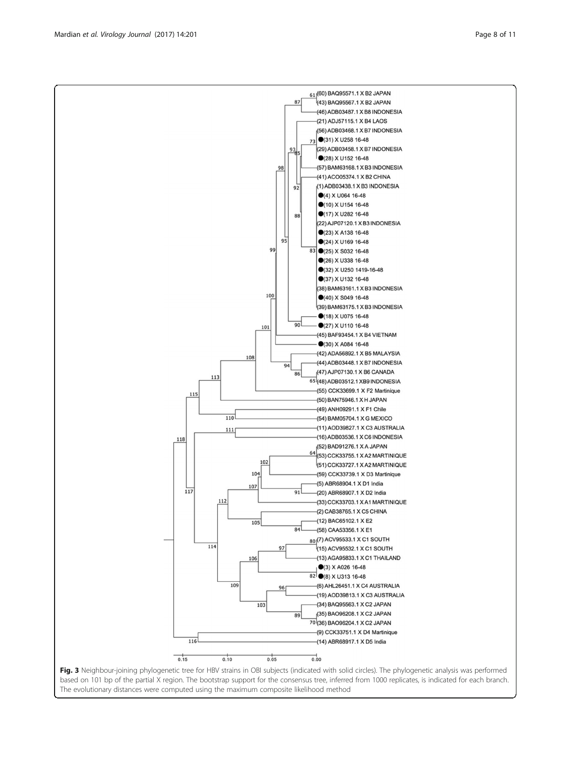**Fig. 3** Neighbour-joining phylogenetic tree for HBV strains in OBI subjects (indicated with solid circles). The phylogenetic analysis was performed based on 101 bp of the partial X region. The bootstrap support for the consensus tree, inferred from 1000 replicates, is indicated for each branch. The evolutionary distances were computed using the maximum composite likelihood method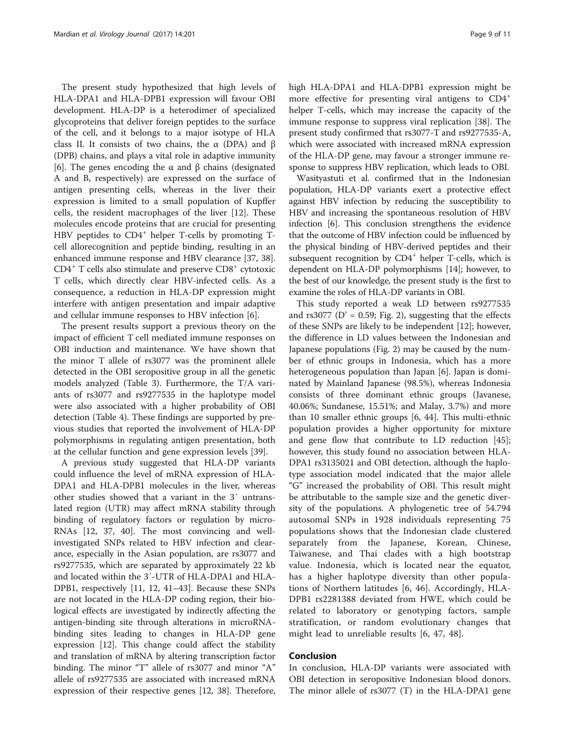The present study hypothesized that high levels of HLA-DPA1 and HLA-DPB1 expression will favour OBI development. HLA-DP is a heterodimer of specialized glycoproteins that deliver foreign peptides to the surface of the cell, and it belongs to a major isotype of HLA class II. It consists of two chains, the α (DPA) and β (DPB) chains, and plays a vital role in adaptive immunity [6]. The genes encoding the α and β chains (designated A and B, respectively) are expressed on the surface of antigen presenting cells, whereas in the liver their expression is limited to a small population of Kupffer cells, the resident macrophages of the liver [12]. These molecules encode proteins that are crucial for presenting HBV peptides to $CD4^+$ helper T-cells by promoting T-cell allorecognition and peptide binding, resulting in an enhanced immune response and HBV clearance [37, 38]. $CD4^+$ T cells also stimulate and preserve $CD8^+$ cytotoxic T cells, which directly clear HBV-infected cells. As a consequence, a reduction in HLA-DP expression might interfere with antigen presentation and impair adaptive and cellular immune responses to HBV infection [6].

The present results support a previous theory on the impact of efficient T cell mediated immune responses on OBI induction and maintenance. We have shown that the minor T allele of rs3077 was the prominent allele detected in the OBI seropositive group in all the genetic models analyzed (Table 3). Furthermore, the T/A variants of rs3077 and rs9277535 in the haplotype model were also associated with a higher probability of OBI detection (Table 4). These findings are supported by previous studies that reported the involvement of HLA-DP polymorphisms in regulating antigen presentation, both at the cellular function and gene expression levels [39].

A previous study suggested that HLA-DP variants could influence the level of mRNA expression of HLA-DPA1 and HLA-DPB1 molecules in the liver, whereas other studies showed that a variant in the 3′ untranslated region (UTR) may affect mRNA stability through binding of regulatory factors or regulation by micro-RNAs [12, 37, 40]. The most convincing and well-investigated SNPs related to HBV infection and clearance, especially in the Asian population, are rs3077 and rs9277535, which are separated by approximately 22 kb and located within the 3′-UTR of HLA-DPA1 and HLA-DPB1, respectively [11, 12, 41–43]. Because these SNPs are not located in the HLA-DP coding region, their biological effects are investigated by indirectly affecting the antigen-binding site through alterations in microRNA-binding sites leading to changes in HLA-DP gene expression [12]. This change could affect the stability and translation of mRNA by altering transcription factor binding. The minor "T" allele of rs3077 and minor "A" allele of rs9277535 are associated with increased mRNA expression of their respective genes [12, 38]. Therefore, high HLA-DPA1 and HLA-DPB1 expression might be more effective for presenting viral antigens to $CD4^+$ helper T-cells, which may increase the capacity of the immune response to suppress viral replication [38]. The present study confirmed that rs3077-T and rs9277535-A, which were associated with increased mRNA expression of the HLA-DP gene, may favour a stronger immune response to suppress HBV replication, which leads to OBI.

Wasityastuti et al. confirmed that in the Indonesian population, HLA-DP variants exert a protective effect against HBV infection by reducing the susceptibility to HBV and increasing the spontaneous resolution of HBV infection [6]. This conclusion strengthens the evidence that the outcome of HBV infection could be influenced by the physical binding of HBV-derived peptides and their subsequent recognition by $CD4^+$ helper T-cells, which is dependent on HLA-DP polymorphisms [14]; however, to the best of our knowledge, the present study is the first to examine the roles of HLA-DP variants in OBI.

This study reported a weak LD between rs9277535 and rs3077 ($D' = 0.59$; Fig. 2), suggesting that the effects of these SNPs are likely to be independent [12]; however, the difference in LD values between the Indonesian and Japanese populations (Fig. 2) may be caused by the number of ethnic groups in Indonesia, which has a more heterogeneous population than Japan [6]. Japan is dominated by Mainland Japanese (98.5%), whereas Indonesia consists of three dominant ethnic groups (Javanese, 40.06%; Sundanese, 15.51%; and Malay, 3.7%) and more than 10 smaller ethnic groups [6, 44]. This multi-ethnic population provides a higher opportunity for mixture and gene flow that contribute to LD reduction [45]; however, this study found no association between HLA-DPA1 rs3135021 and OBI detection, although the haplotype association model indicated that the major allele "G" increased the probability of OBI. This result might be attributable to the sample size and the genetic diversity of the populations. A phylogenetic tree of 54.794 autosomal SNPs in 1928 individuals representing 75 populations shows that the Indonesian clade clustered separately from the Japanese, Korean, Chinese, Taiwanese, and Thai clades with a high bootstrap value. Indonesia, which is located near the equator, has a higher haplotype diversity than other populations of Northern latitudes [6, 46]. Accordingly, HLA-DPB1 rs2281388 deviated from HWE, which could be related to laboratory or genotyping factors, sample stratification, or random evolutionary changes that might lead to unreliable results [6, 47, 48].

## Conclusion

In conclusion, HLA-DP variants were associated with OBI detection in seropositive Indonesian blood donors. The minor allele of rs3077 (T) in the HLA-DPA1 gene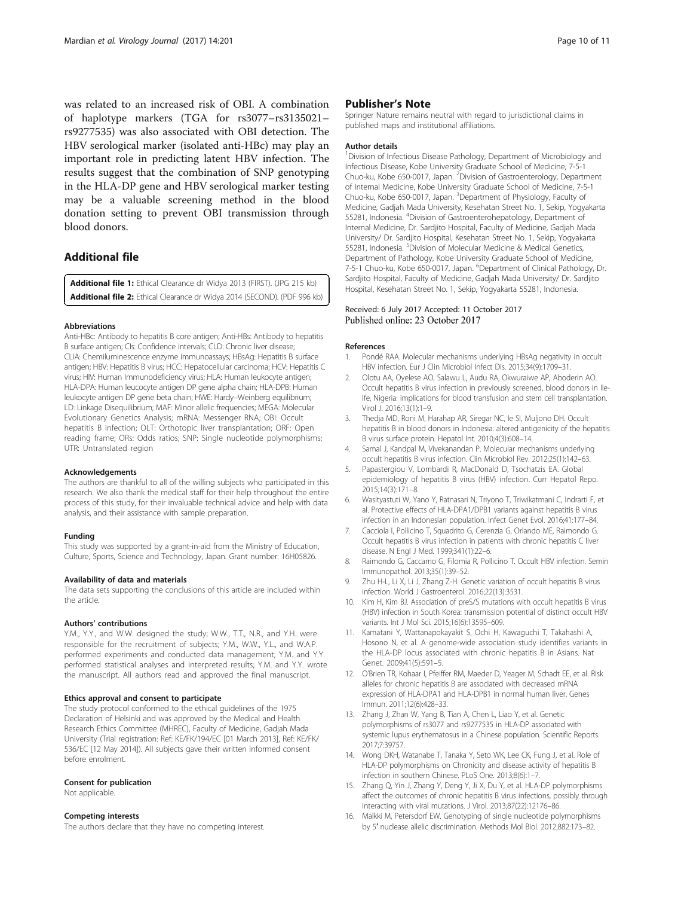was related to an increased risk of OBI. A combination of haplotype markers (TGA for rs3077–rs3135021–rs9277535) was also associated with OBI detection. The HBV serological marker (isolated anti-HBc) may play an important role in predicting latent HBV infection. The results suggest that the combination of SNP genotyping in the HLA-DP gene and HBV serological marker testing may be a valuable screening method in the blood donation setting to prevent OBI transmission through blood donors.

## Additional file

**Additional file 1:** Ethical Clearance dr Widya 2013 (FIRST). (JPG 215 kb)
**Additional file 2:** Ethical Clearance dr Widya 2014 (SECOND). (PDF 996 kb)

#### Abbreviations

Anti-HBc: Antibody to hepatitis B core antigen; Anti-HBs: Antibody to hepatitis B surface antigen; CIs: Confidence intervals; CLD: Chronic liver disease; CLIA: Chemiluminescence enzyme immunoassays; HBsAg: Hepatitis B surface antigen; HBV: Hepatitis B virus; HCC: Hepatocellular carcinoma; HCV: Hepatitis C virus; HIV: Human Immunodeficiency virus; HLA: Human leukocyte antigen; HLA-DPA: Human leucocyte antigen DP gene alpha chain; HLA-DPB: Human leukocyte antigen DP gene beta chain; HWE: Hardy–Weinberg equilibrium; LD: Linkage Disequilibrium; MAF: Minor allelic frequencies; MEGA: Molecular Evolutionary Genetics Analysis; mRNA: Messenger RNA; OBI: Occult hepatitis B infection; OLT: Orthotopic liver transplantation; ORF: Open reading frame; ORs: Odds ratios; SNP: Single nucleotide polymorphisms; UTR: Untranslated region

#### Acknowledgements

The authors are thankful to all of the willing subjects who participated in this research. We also thank the medical staff for their help throughout the entire process of this study, for their invaluable technical advice and help with data analysis, and their assistance with sample preparation.

#### Funding

This study was supported by a grant-in-aid from the Ministry of Education, Culture, Sports, Science and Technology, Japan. Grant number: 16H05826.

#### Availability of data and materials

The data sets supporting the conclusions of this article are included within the article.

#### Authors' contributions

Y.M., Y.Y., and W.W. designed the study; W.W., T.T., N.R., and Y.H. were responsible for the recruitment of subjects; Y.M., W.W., Y.L., and W.A.P. performed experiments and conducted data management; Y.M. and Y.Y. performed statistical analyses and interpreted results; Y.M. and Y.Y. wrote the manuscript. All authors read and approved the final manuscript.

#### Ethics approval and consent to participate

The study protocol conformed to the ethical guidelines of the 1975 Declaration of Helsinki and was approved by the Medical and Health Research Ethics Committee (MHREC), Faculty of Medicine, Gadjah Mada University (Trial registration: Ref: KE/FK/194/EC [01 March 2013], Ref: KE/FK/536/EC [12 May 2014]). All subjects gave their written informed consent before enrolment.

#### Consent for publication

Not applicable.

#### Competing interests

The authors declare that they have no competing interest.

## Publisher's Note

Springer Nature remains neutral with regard to jurisdictional claims in published maps and institutional affiliations.

#### Author details

[1]Division of Infectious Disease Pathology, Department of Microbiology and Infectious Disease, Kobe University Graduate School of Medicine, 7-5-1 Chuo-ku, Kobe 650-0017, Japan. [2]Division of Gastroenterology, Department of Internal Medicine, Kobe University Graduate School of Medicine, 7-5-1 Chuo-ku, Kobe 650-0017, Japan. [3]Department of Physiology, Faculty of Medicine, Gadjah Mada University, Kesehatan Street No. 1, Sekip, Yogyakarta 55281, Indonesia. [4]Division of Gastroenterohepatology, Department of Internal Medicine, Dr. Sardjito Hospital, Faculty of Medicine, Gadjah Mada University/ Dr. Sardjito Hospital, Kesehatan Street No. 1, Sekip, Yogyakarta 55281, Indonesia. [5]Division of Molecular Medicine & Medical Genetics, Department of Pathology, Kobe University Graduate School of Medicine, 7-5-1 Chuo-ku, Kobe 650-0017, Japan. [6]Department of Clinical Pathology, Dr. Sardjito Hospital, Faculty of Medicine, Gadjah Mada University/ Dr. Sardjito Hospital, Kesehatan Street No. 1, Sekip, Yogyakarta 55281, Indonesia.

Received: 6 July 2017 Accepted: 11 October 2017
Published online: 23 October 2017

#### References

1. Pondé RAA. Molecular mechanisms underlying HBsAg negativity in occult HBV infection. Eur J Clin Microbiol Infect Dis. 2015;34(9):1709–31.
2. Olotu AA, Oyelese AO, Salawu L, Audu RA, Okwuraiwe AP, Aboderin AO. Occult hepatitis B virus infection in previously screened, blood donors in Ile-Ife, Nigeria: implications for blood transfusion and stem cell transplantation. Virol J. 2016;13(1):1–9.
3. Thedja MD, Roni M, Harahap AR, Siregar NC, Ie SI, Muljono DH. Occult hepatitis B in blood donors in Indonesia: altered antigenicity of the hepatitis B virus surface protein. Hepatol Int. 2010;4(3):608–14.
4. Samal J, Kandpal M, Vivekanandan P. Molecular mechanisms underlying occult hepatitis B virus infection. Clin Microbiol Rev. 2012;25(1):142–63.
5. Papastergiou V, Lombardi R, MacDonald D, Tsochatzis EA. Global epidemiology of hepatitis B virus (HBV) infection. Curr Hepatol Repo. 2015;14(3):171–8.
6. Wasityastuti W, Yano Y, Ratnasari N, Triyono T, Triwikatmani C, Indrarti F, et al. Protective effects of HLA-DPA1/DPB1 variants against hepatitis B virus infection in an Indonesian population. Infect Genet Evol. 2016;41:177–84.
7. Cacciola I, Pollicino T, Squadrito G, Cerenzia G, Orlando ME, Raimondo G. Occult hepatitis B virus infection in patients with chronic hepatitis C liver disease. N Engl J Med. 1999;341(1):22–6.
8. Raimondo G, Caccamo G, Filomia R, Pollicino T. Occult HBV infection. Semin Immunopathol. 2013;35(1):39–52.
9. Zhu H-L, Li X, Li J, Zhang Z-H. Genetic variation of occult hepatitis B virus infection. World J Gastroenterol. 2016;22(13):3531.
10. Kim H, Kim BJ. Association of preS/S mutations with occult hepatitis B virus (HBV) infection in South Korea: transmission potential of distinct occult HBV variants. Int J Mol Sci. 2015;16(6):13595–609.
11. Kamatani Y, Wattanapokayakit S, Ochi H, Kawaguchi T, Takahashi A, Hosono N, et al. A genome-wide association study identifies variants in the HLA-DP locus associated with chronic hepatitis B in Asians. Nat Genet. 2009;41(5):591–5.
12. O'Brien TR, Kohaar I, Pfeiffer RM, Maeder D, Yeager M, Schadt EE, et al. Risk alleles for chronic hepatitis B are associated with decreased mRNA expression of HLA-DPA1 and HLA-DPB1 in normal human liver. Genes Immun. 2011;12(6):428–33.
13. Zhang J, Zhan W, Yang B, Tian A, Chen L, Liao Y, et al. Genetic polymorphisms of rs3077 and rs9277535 in HLA-DP associated with systemic lupus erythematosus in a Chinese population. Scientific Reports. 2017;7:39757.
14. Wong DKH, Watanabe T, Tanaka Y, Seto WK, Lee CK, Fung J, et al. Role of HLA-DP polymorphisms on Chronicity and disease activity of hepatitis B infection in southern Chinese. PLoS One. 2013;8(6):1–7.
15. Zhang Q, Yin J, Zhang Y, Deng Y, Ji X, Du Y, et al. HLA-DP polymorphisms affect the outcomes of chronic hepatitis B virus infections, possibly through interacting with viral mutations. J Virol. 2013;87(22):12176–86.
16. Malkki M, Petersdorf EW. Genotyping of single nucleotide polymorphisms by 5′ nuclease allelic discrimination. Methods Mol Biol. 2012;882:173–82.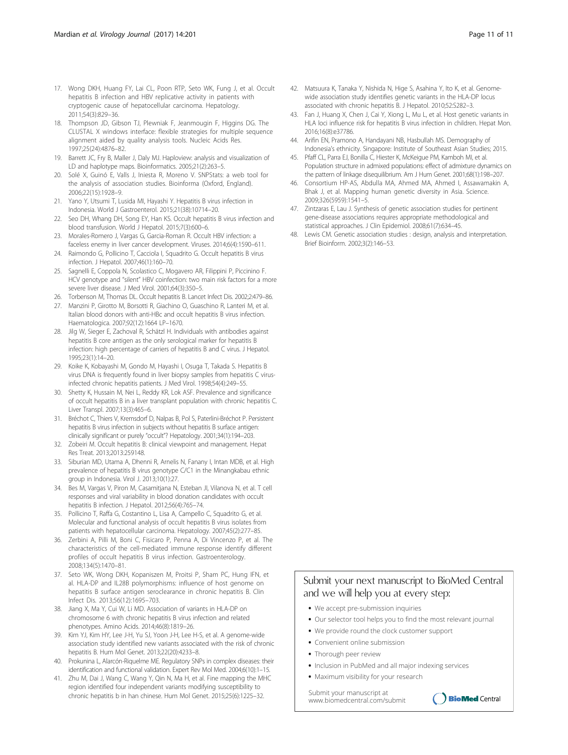17. Wong DKH, Huang FY, Lai CL, Poon RTP, Seto WK, Fung J, et al. Occult hepatitis B infection and HBV replicative activity in patients with cryptogenic cause of hepatocellular carcinoma. Hepatology. 2011;54(3):829–36.
18. Thompson JD, Gibson TJ, Plewniak F, Jeanmougin F, Higgins DG. The CLUSTAL X windows interface: flexible strategies for multiple sequence alignment aided by quality analysis tools. Nucleic Acids Res. 1997;25(24):4876–82.
19. Barrett JC, Fry B, Maller J, Daly MJ. Haploview: analysis and visualization of LD and haplotype maps. Bioinformatics. 2005;21(2):263–5.
20. Solé X, Guinó E, Valls J, Iniesta R, Moreno V. SNPStats: a web tool for the analysis of association studies. Bioinforma (Oxford, England). 2006;22(15):1928–9.
21. Yano Y, Utsumi T, Lusida MI, Hayashi Y. Hepatitis B virus infection in Indonesia. World J Gastroenterol. 2015;21(38):10714–20.
22. Seo DH, Whang DH, Song EY, Han KS. Occult hepatitis B virus infection and blood transfusion. World J Hepatol. 2015;7(3):600–6.
23. Morales-Romero J, Vargas G, Garcia-Roman R. Occult HBV infection: a faceless enemy in liver cancer development. Viruses. 2014;6(4):1590–611.
24. Raimondo G, Pollicino T, Cacciola I, Squadrito G. Occult hepatitis B virus infection. J Hepatol. 2007;46(1):160–70.
25. Sagnelli E, Coppola N, Scolastico C, Mogavero AR, Filippini P, Piccinino F. HCV genotype and "silent" HBV coinfection: two main risk factors for a more severe liver disease. J Med Virol. 2001;64(3):350–5.
26. Torbenson M, Thomas DL. Occult hepatitis B. Lancet Infect Dis. 2002;2:479–86.
27. Manzini P, Girotto M, Borsotti R, Giachino O, Guaschino R, Lanteri M, et al. Italian blood donors with anti-HBc and occult hepatitis B virus infection. Haematologica. 2007;92(12):1664 LP–1670.
28. Jilg W, Sieger E, Zachoval R, Schätzl H. Individuals with antibodies against hepatitis B core antigen as the only serological marker for hepatitis B infection: high percentage of carriers of hepatitis B and C virus. J Hepatol. 1995;23(1):14–20.
29. Koike K, Kobayashi M, Gondo M, Hayashi I, Osuga T, Takada S. Hepatitis B virus DNA is frequently found in liver biopsy samples from hepatitis C virus-infected chronic hepatitis patients. J Med Virol. 1998;54(4):249–55.
30. Shetty K, Hussain M, Nei L, Reddy KR, Lok ASF. Prevalence and significance of occult hepatitis B in a liver transplant population with chronic hepatitis C. Liver Transpl. 2007;13(3):465–6.
31. Bréchot C, Thiers V, Kremsdorf D, Nalpas B, Pol S, Paterlini-Bréchot P. Persistent hepatitis B virus infection in subjects without hepatitis B surface antigen: clinically significant or purely "occult"? Hepatology. 2001;34(1):194–203.
32. Zobeiri M. Occult hepatitis B: clinical viewpoint and management. Hepat Res Treat. 2013;2013:259148.
33. Siburian MD, Utama A, Dhenni R, Arnelis N, Fanany I, Intan MDB, et al. High prevalence of hepatitis B virus genotype C/C1 in the Minangkabau ethnic group in Indonesia. Virol J. 2013;10(1):27.
34. Bes M, Vargas V, Piron M, Casamitjana N, Esteban JI, Vilanova N, et al. T cell responses and viral variability in blood donation candidates with occult hepatitis B infection. J Hepatol. 2012;56(4):765–74.
35. Pollicino T, Raffa G, Costantino L, Lisa A, Campello C, Squadrito G, et al. Molecular and functional analysis of occult hepatitis B virus isolates from patients with hepatocellular carcinoma. Hepatology. 2007;45(2):277–85.
36. Zerbini A, Pilli M, Boni C, Fisicaro P, Penna A, Di Vincenzo P, et al. The characteristics of the cell-mediated immune response identify different profiles of occult hepatitis B virus infection. Gastroenterology. 2008;134(5):1470–81.
37. Seto WK, Wong DKH, Kopaniszen M, Proitsi P, Sham PC, Hung IFN, et al. HLA-DP and IL28B polymorphisms: influence of host genome on hepatitis B surface antigen seroclearance in chronic hepatitis B. Clin Infect Dis. 2013;56(12):1695–703.
38. Jiang X, Ma Y, Cui W, Li MD. Association of variants in HLA-DP on chromosome 6 with chronic hepatitis B virus infection and related phenotypes. Amino Acids. 2014;46(8):1819–26.
39. Kim YJ, Kim HY, Lee J-H, Yu SJ, Yoon J-H, Lee H-S, et al. A genome-wide association study identified new variants associated with the risk of chronic hepatitis B. Hum Mol Genet. 2013;22(20):4233–8.
40. Prokunina L, Alarcón-Riquelme ME. Regulatory SNPs in complex diseases: their identification and functional validation. Expert Rev Mol Med. 2004;6(10):1–15.
41. Zhu M, Dai J, Wang C, Wang Y, Qin N, Ma H, et al. Fine mapping the MHC region identified four independent variants modifying susceptibility to chronic hepatitis b in han chinese. Hum Mol Genet. 2015;25(6):1225–32.
42. Matsuura K, Tanaka Y, Nishida N, Hige S, Asahina Y, Ito K, et al. Genome-wide association study identifies genetic variants in the HLA-DP locus associated with chronic hepatitis B. J Hepatol. 2010;52:S282–3.
43. Fan J, Huang X, Chen J, Cai Y, Xiong L, Mu L, et al. Host genetic variants in HLA loci influence risk for hepatitis B virus infection in children. Hepat Mon. 2016;16(8):e37786.
44. Arifin EN, Pramono A, Handayani NB, Hasbullah MS. Demography of Indonesia's ethnicity. Singapore: Institute of Southeast Asian Studies; 2015.
45. Pfaff CL, Parra EJ, Bonilla C, Hiester K, McKeigue PM, Kamboh MI, et al. Population structure in admixed populations: effect of admixture dynamics on the pattern of linkage disequilibrium. Am J Hum Genet. 2001;68(1):198–207.
46. Consortium HP-AS, Abdulla MA, Ahmed MA, Ahmed I, Assawamakin A, Bhak J, et al. Mapping human genetic diversity in Asia. Science. 2009;326(5959):1541–5.
47. Zintzaras E, Lau J. Synthesis of genetic association studies for pertinent gene-disease associations requires appropriate methodological and statistical approaches. J Clin Epidemiol. 2008;61(7):634–45.
48. Lewis CM. Genetic association studies : design, analysis and interpretation. Brief Bioinform. 2002;3(2):146–53.

Submit your next manuscript to BioMed Central and we will help you at every step:

- We accept pre-submission inquiries
- Our selector tool helps you to find the most relevant journal
- We provide round the clock customer support
- Convenient online submission
- Thorough peer review
- Inclusion in PubMed and all major indexing services
- Maximum visibility for your research

Submit your manuscript at
www.biomedcentral.com/submit

BioMed Central